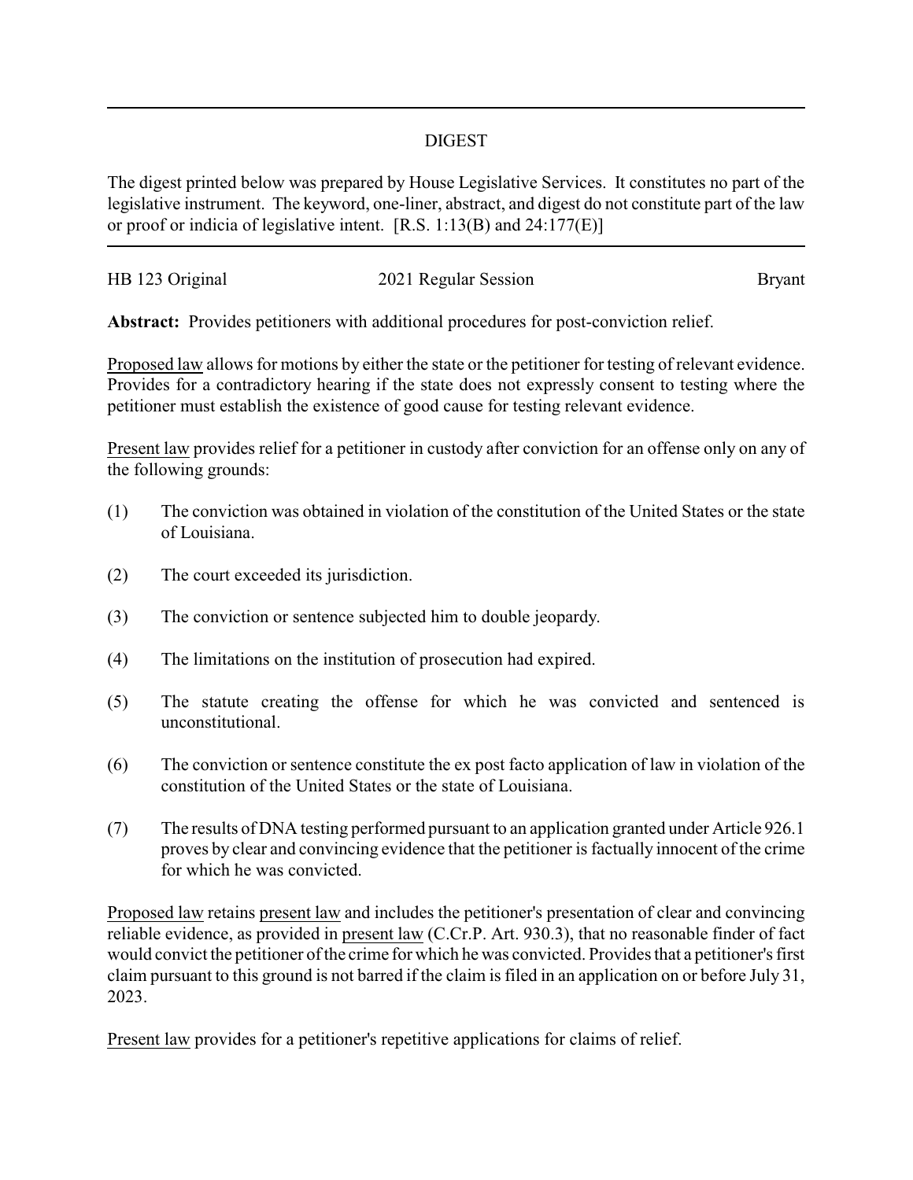# DIGEST

The digest printed below was prepared by House Legislative Services. It constitutes no part of the legislative instrument. The keyword, one-liner, abstract, and digest do not constitute part of the law or proof or indicia of legislative intent. [R.S. 1:13(B) and 24:177(E)]

| HB 123 Original | 2021 Regular Session | Bryant |
|---|---|---|

**Abstract:** Provides petitioners with additional procedures for post-conviction relief.

Proposed law allows for motions by either the state or the petitioner for testing of relevant evidence. Provides for a contradictory hearing if the state does not expressly consent to testing where the petitioner must establish the existence of good cause for testing relevant evidence.

Present law provides relief for a petitioner in custody after conviction for an offense only on any of the following grounds:

(1) The conviction was obtained in violation of the constitution of the United States or the state of Louisiana.

(2) The court exceeded its jurisdiction.

(3) The conviction or sentence subjected him to double jeopardy.

(4) The limitations on the institution of prosecution had expired.

(5) The statute creating the offense for which he was convicted and sentenced is unconstitutional.

(6) The conviction or sentence constitute the ex post facto application of law in violation of the constitution of the United States or the state of Louisiana.

(7) The results of DNA testing performed pursuant to an application granted under Article 926.1 proves by clear and convincing evidence that the petitioner is factually innocent of the crime for which he was convicted.

Proposed law retains present law and includes the petitioner's presentation of clear and convincing reliable evidence, as provided in present law (C.Cr.P. Art. 930.3), that no reasonable finder of fact would convict the petitioner of the crime for which he was convicted. Provides that a petitioner's first claim pursuant to this ground is not barred if the claim is filed in an application on or before July 31, 2023.

Present law provides for a petitioner's repetitive applications for claims of relief.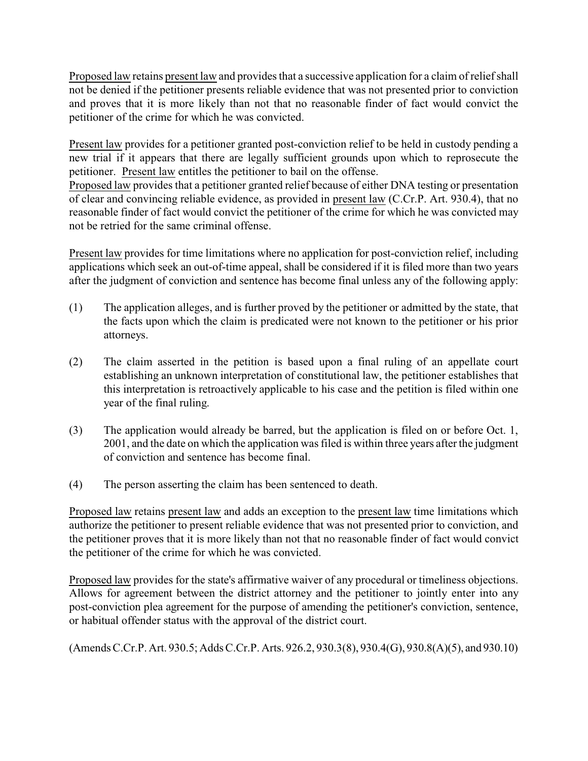Proposed law retains present law and provides that a successive application for a claim of relief shall not be denied if the petitioner presents reliable evidence that was not presented prior to conviction and proves that it is more likely than not that no reasonable finder of fact would convict the petitioner of the crime for which he was convicted.

Present law provides for a petitioner granted post-conviction relief to be held in custody pending a new trial if it appears that there are legally sufficient grounds upon which to reprosecute the petitioner. Present law entitles the petitioner to bail on the offense.

Proposed law provides that a petitioner granted relief because of either DNA testing or presentation of clear and convincing reliable evidence, as provided in present law (C.Cr.P. Art. 930.4), that no reasonable finder of fact would convict the petitioner of the crime for which he was convicted may not be retried for the same criminal offense.

Present law provides for time limitations where no application for post-conviction relief, including applications which seek an out-of-time appeal, shall be considered if it is filed more than two years after the judgment of conviction and sentence has become final unless any of the following apply:

(1) The application alleges, and is further proved by the petitioner or admitted by the state, that the facts upon which the claim is predicated were not known to the petitioner or his prior attorneys.

(2) The claim asserted in the petition is based upon a final ruling of an appellate court establishing an unknown interpretation of constitutional law, the petitioner establishes that this interpretation is retroactively applicable to his case and the petition is filed within one year of the final ruling.

(3) The application would already be barred, but the application is filed on or before Oct. 1, 2001, and the date on which the application was filed is within three years after the judgment of conviction and sentence has become final.

(4) The person asserting the claim has been sentenced to death.

Proposed law retains present law and adds an exception to the present law time limitations which authorize the petitioner to present reliable evidence that was not presented prior to conviction, and the petitioner proves that it is more likely than not that no reasonable finder of fact would convict the petitioner of the crime for which he was convicted.

Proposed law provides for the state's affirmative waiver of any procedural or timeliness objections. Allows for agreement between the district attorney and the petitioner to jointly enter into any post-conviction plea agreement for the purpose of amending the petitioner's conviction, sentence, or habitual offender status with the approval of the district court.

(Amends C.Cr.P. Art. 930.5; Adds C.Cr.P. Arts. 926.2, 930.3(8), 930.4(G), 930.8(A)(5), and 930.10)